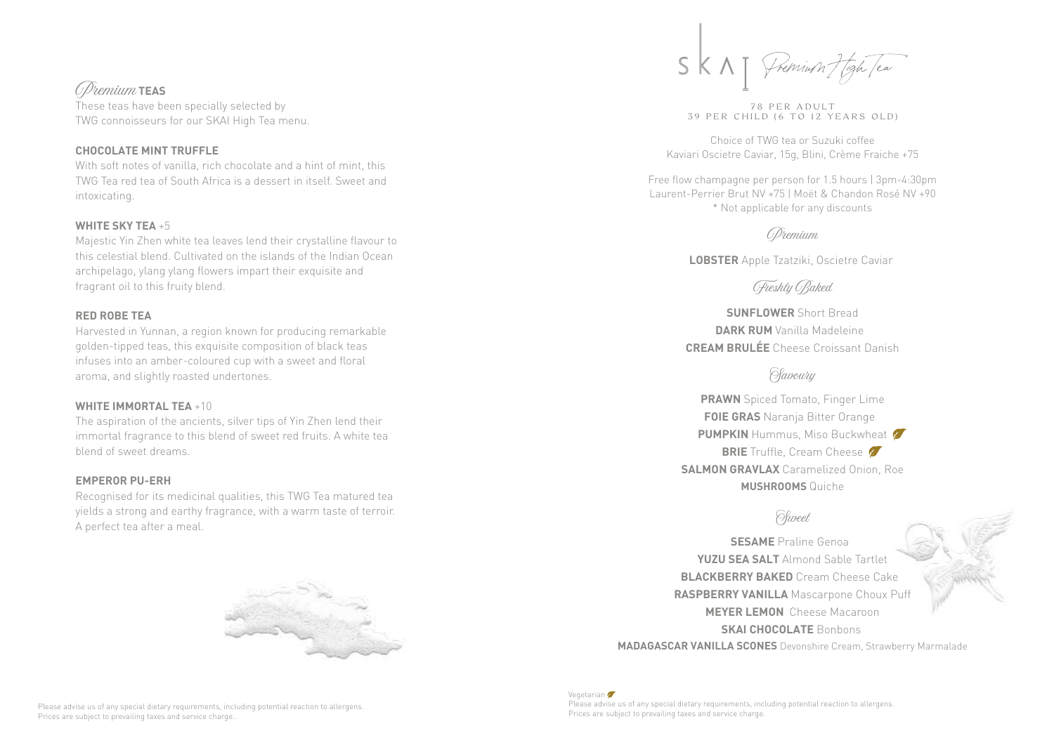## *Premium* TEAS

These teas have been specially selected by TWG connoisseurs for our SKAI High Tea menu.

**CHOCOLATE MINT TRUFFLE**

With soft notes of vanilla, rich chocolate and a hint of mint, this TWG Tea red tea of South Africa is a dessert in itself. Sweet and intoxicating.

**WHITE SKY TEA** +5

Majestic Yin Zhen white tea leaves lend their crystalline flavour to this celestial blend. Cultivated on the islands of the Indian Ocean archipelago, ylang ylang flowers impart their exquisite and fragrant oil to this fruity blend.

**RED ROBE TEA**

Harvested in Yunnan, a region known for producing remarkable golden-tipped teas, this exquisite composition of black teas infuses into an amber-coloured cup with a sweet and floral aroma, and slightly roasted undertones.

**WHITE IMMORTAL TEA** +10

The aspiration of the ancients, silver tips of Yin Zhen lend their immortal fragrance to this blend of sweet red fruits. A white tea blend of sweet dreams.

**EMPEROR PU-ERH**

Recognised for its medicinal qualities, this TWG Tea matured tea yields a strong and earthy fragrance, with a warm taste of terroir. A perfect tea after a meal.

Please advise us of any special dietary requirements, including potential reaction to allergens.
Prices are subject to prevailing taxes and service charge..

# SKAI *Premium High Tea*

78 PER ADULT
39 PER CHILD (6 TO 12 YEARS OLD)

Choice of TWG tea or Suzuki coffee
Kaviari Oscietre Caviar, 15g, Blini, Crème Fraiche +75

Free flow champagne per person for 1.5 hours | 3pm-4:30pm
Laurent-Perrier Brut NV +75 | Moët & Chandon Rosé NV +90
\* Not applicable for any discounts

## *Premium*

**LOBSTER** Apple Tzatziki, Oscietre Caviar

## *Freshly Baked*

**SUNFLOWER** Short Bread
**DARK RUM** Vanilla Madeleine
**CREAM BRULÉE** Cheese Croissant Danish

## *Savoury*

**PRAWN** Spiced Tomato, Finger Lime
**FOIE GRAS** Naranja Bitter Orange
**PUMPKIN** Hummus, Miso Buckwheat (Vegetarian)
**BRIE** Truffle, Cream Cheese (Vegetarian)
**SALMON GRAVLAX** Caramelized Onion, Roe
**MUSHROOMS** Quiche

## *Sweet*

**SESAME** Praline Genoa
**YUZU SEA SALT** Almond Sable Tartlet
**BLACKBERRY BAKED** Cream Cheese Cake
**RASPBERRY VANILLA** Mascarpone Choux Puff
**MEYER LEMON** Cheese Macaroon
**SKAI CHOCOLATE** Bonbons
**MADAGASCAR VANILLA SCONES** Devonshire Cream, Strawberry Marmalade

Vegetarian
Please advise us of any special dietary requirements, including potential reaction to allergens.
Prices are subject to prevailing taxes and service charge.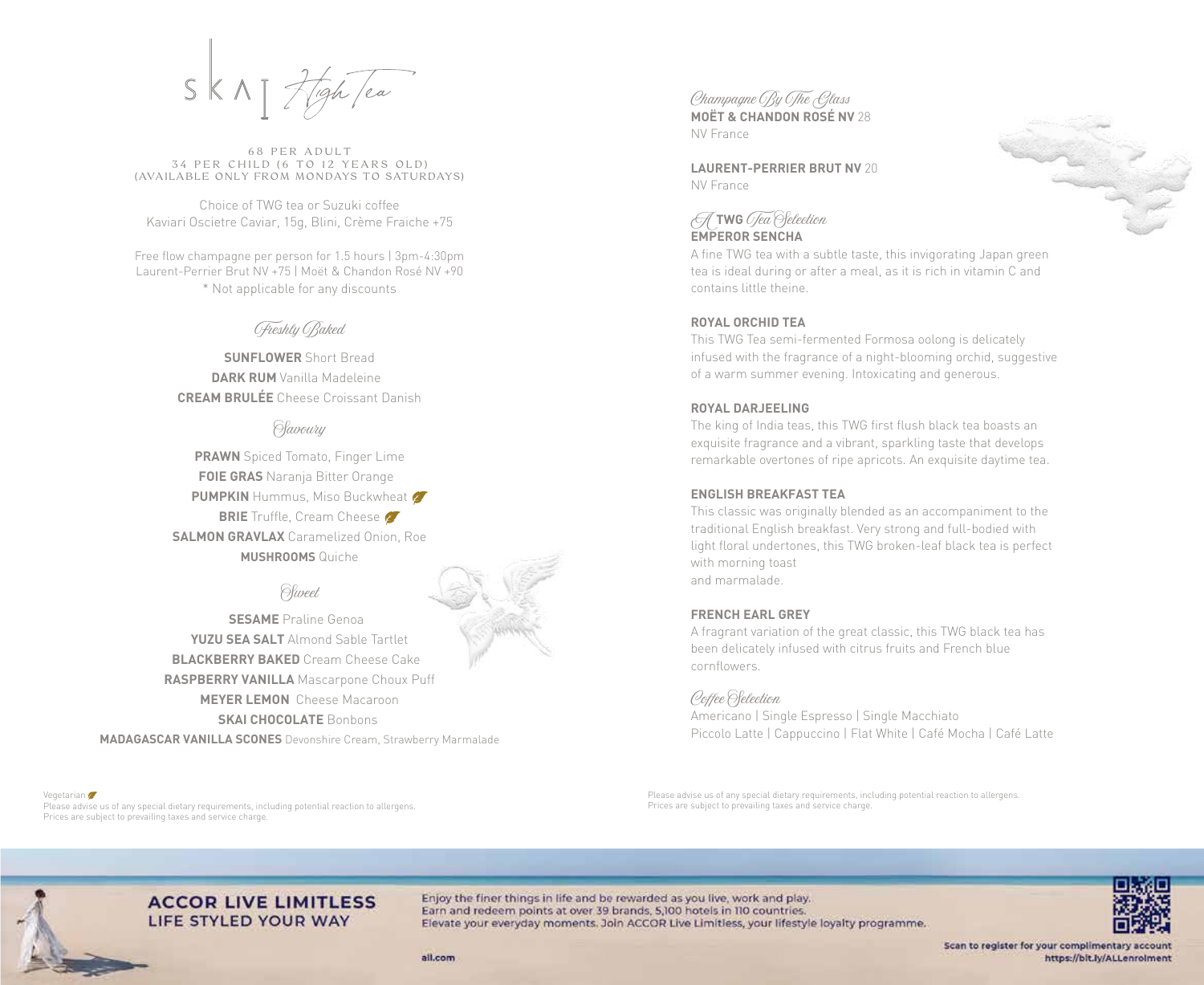# SKAI High Tea

68 PER ADULT
34 PER CHILD (6 TO 12 YEARS OLD)
(AVAILABLE ONLY FROM MONDAYS TO SATURDAYS)

Choice of TWG tea or Suzuki coffee
Kaviari Oscietre Caviar, 15g, Blini, Crème Fraiche +75

Free flow champagne per person for 1.5 hours | 3pm-4:30pm
Laurent-Perrier Brut NV +75 | Moët & Chandon Rosé NV +90
* Not applicable for any discounts

## Freshly Baked

**SUNFLOWER** Short Bread
**DARK RUM** Vanilla Madeleine
**CREAM BRULÉE** Cheese Croissant Danish

## Savoury

**PRAWN** Spiced Tomato, Finger Lime
**FOIE GRAS** Naranja Bitter Orange
**PUMPKIN** Hummus, Miso Buckwheat (Vegetarian)
**BRIE** Truffle, Cream Cheese (Vegetarian)
**SALMON GRAVLAX** Caramelized Onion, Roe
**MUSHROOMS** Quiche

## Sweet

**SESAME** Praline Genoa
**YUZU SEA SALT** Almond Sable Tartlet
**BLACKBERRY BAKED** Cream Cheese Cake
**RASPBERRY VANILLA** Mascarpone Choux Puff
**MEYER LEMON** Cheese Macaroon
**SKAI CHOCOLATE** Bonbons
**MADAGASCAR VANILLA SCONES** Devonshire Cream, Strawberry Marmalade

Vegetarian
Please advise us of any special dietary requirements, including potential reaction to allergens.
Prices are subject to prevailing taxes and service charge.

## Champagne By The Glass

**MOËT & CHANDON ROSÉ NV** 28
NV France

**LAURENT-PERRIER BRUT NV** 20
NV France

## A TWG Tea Selection

**EMPEROR SENCHA**
A fine TWG tea with a subtle taste, this invigorating Japan green tea is ideal during or after a meal, as it is rich in vitamin C and contains little theine.

**ROYAL ORCHID TEA**
This TWG Tea semi-fermented Formosa oolong is delicately infused with the fragrance of a night-blooming orchid, suggestive of a warm summer evening. Intoxicating and generous.

**ROYAL DARJEELING**
The king of India teas, this TWG first flush black tea boasts an exquisite fragrance and a vibrant, sparkling taste that develops remarkable overtones of ripe apricots. An exquisite daytime tea.

**ENGLISH BREAKFAST TEA**
This classic was originally blended as an accompaniment to the traditional English breakfast. Very strong and full-bodied with light floral undertones, this TWG broken-leaf black tea is perfect with morning toast and marmalade.

**FRENCH EARL GREY**
A fragrant variation of the great classic, this TWG black tea has been delicately infused with citrus fruits and French blue cornflowers.

## Coffee Selection

Americano | Single Espresso | Single Macchiato
Piccolo Latte | Cappuccino | Flat White | Café Mocha | Café Latte

Please advise us of any special dietary requirements, including potential reaction to allergens.
Prices are subject to prevailing taxes and service charge.

**ACCOR LIVE LIMITLESS**
**LIFE STYLED YOUR WAY**

Enjoy the finer things in life and be rewarded as you live, work and play.
Earn and redeem points at over 39 brands, 5,100 hotels in 110 countries.
Elevate your everyday moments. Join ACCOR Live Limitless, your lifestyle loyalty programme.

all.com

Scan to register for your complimentary account
https://bit.ly/ALLenrolment